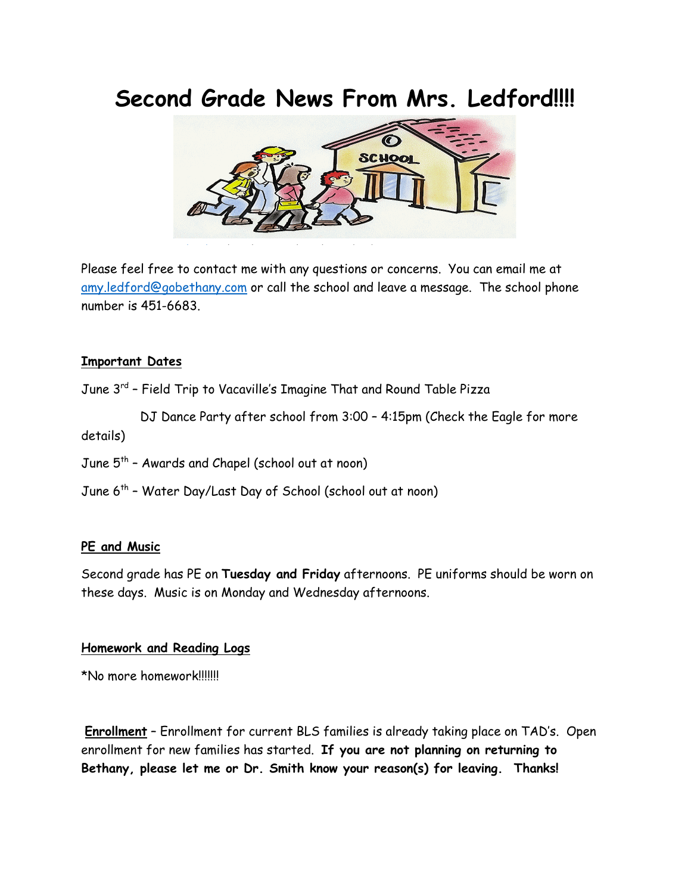# Second Grade News From Mrs. Ledford!!!!

Please feel free to contact me with any questions or concerns. You can email me at amy.ledford@gobethany.com or call the school and leave a message. The school phone number is 451-6683.

**Important Dates**

June 3rd – Field Trip to Vacaville's Imagine That and Round Table Pizza

DJ Dance Party after school from 3:00 – 4:15pm (Check the Eagle for more details)

June 5th – Awards and Chapel (school out at noon)

June 6th – Water Day/Last Day of School (school out at noon)

**PE and Music**

Second grade has PE on **Tuesday and Friday** afternoons. PE uniforms should be worn on these days. Music is on Monday and Wednesday afternoons.

**Homework and Reading Logs**

*No more homework!!!!!!!

**Enrollment** – Enrollment for current BLS families is already taking place on TAD's. Open enrollment for new families has started. **If you are not planning on returning to Bethany, please let me or Dr. Smith know your reason(s) for leaving. Thanks!**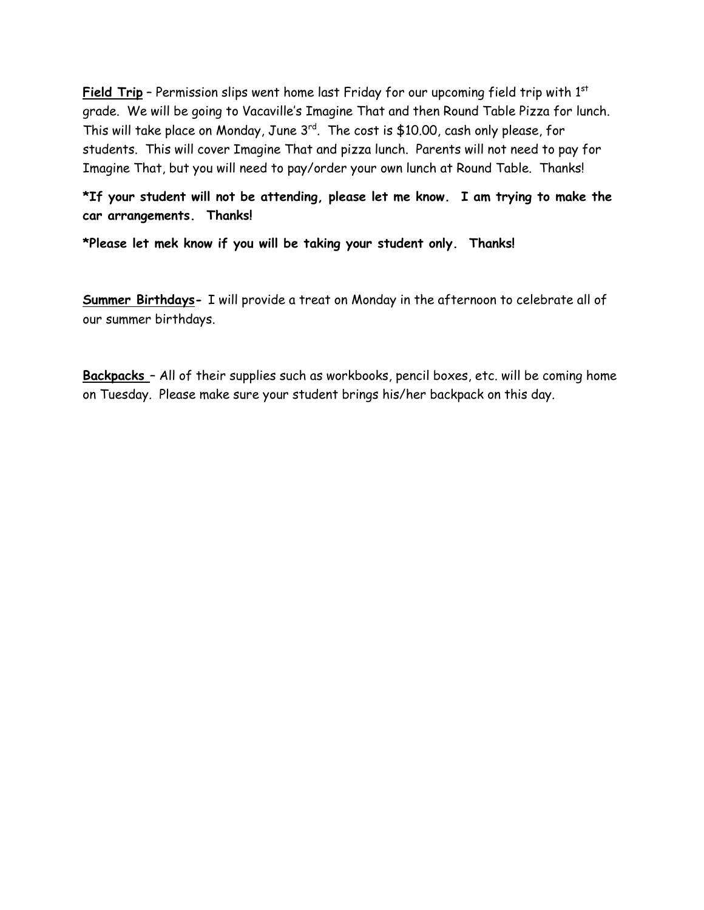**<u>Field Trip</u>** – Permission slips went home last Friday for our upcoming field trip with 1st grade. We will be going to Vacaville's Imagine That and then Round Table Pizza for lunch. This will take place on Monday, June 3rd. The cost is $10.00, cash only please, for students. This will cover Imagine That and pizza lunch. Parents will not need to pay for Imagine That, but you will need to pay/order your own lunch at Round Table. Thanks!

**\*If your student will not be attending, please let me know. I am trying to make the car arrangements. Thanks!**

**\*Please let mek know if you will be taking your student only. Thanks!**

**<u>Summer Birthdays</u>-** I will provide a treat on Monday in the afternoon to celebrate all of our summer birthdays.

**<u>Backpacks</u>** – All of their supplies such as workbooks, pencil boxes, etc. will be coming home on Tuesday. Please make sure your student brings his/her backpack on this day.